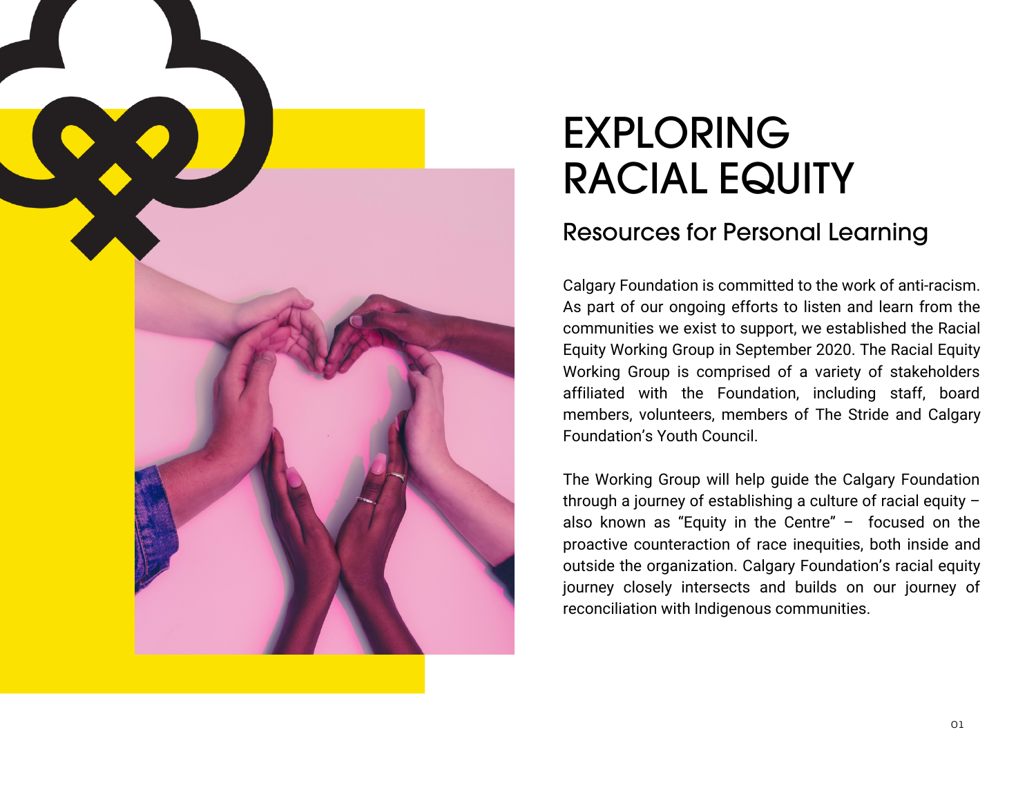# EXPLORING RACIAL EQUITY

## Resources for Personal Learning

Calgary Foundation is committed to the work of anti-racism. As part of our ongoing efforts to listen and learn from the communities we exist to support, we established the Racial Equity Working Group in September 2020. The Racial Equity Working Group is comprised of a variety of stakeholders affiliated with the Foundation, including staff, board members, volunteers, members of The Stride and Calgary Foundation's Youth Council.

The Working Group will help guide the Calgary Foundation through a journey of establishing a culture of racial equity – also known as "Equity in the Centre" – focused on the proactive counteraction of race inequities, both inside and outside the organization. Calgary Foundation's racial equity journey closely intersects and builds on our journey of reconciliation with Indigenous communities.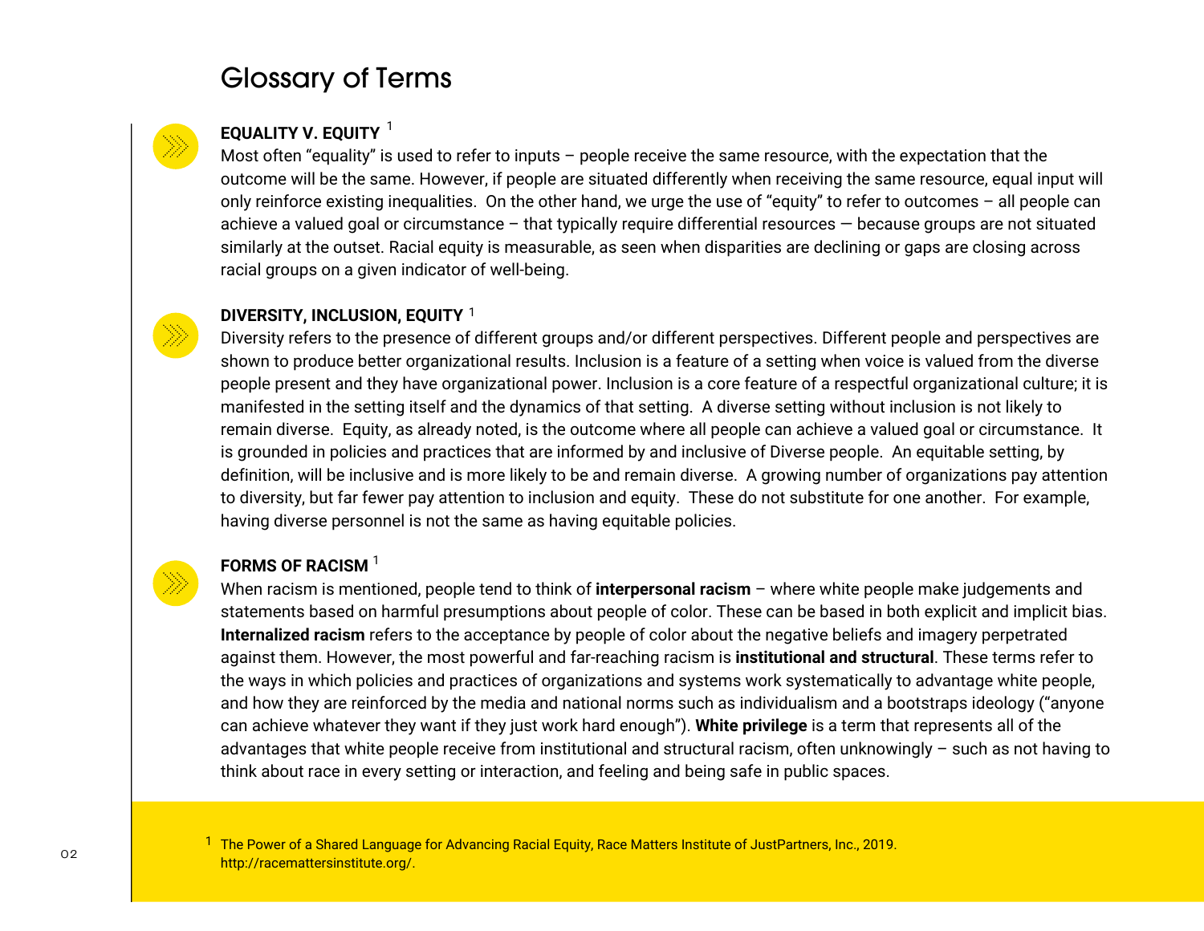# Glossary of Terms

### EQUALITY V. EQUITY [1]

Most often "equality" is used to refer to inputs – people receive the same resource, with the expectation that the outcome will be the same. However, if people are situated differently when receiving the same resource, equal input will only reinforce existing inequalities. On the other hand, we urge the use of "equity" to refer to outcomes – all people can achieve a valued goal or circumstance – that typically require differential resources — because groups are not situated similarly at the outset. Racial equity is measurable, as seen when disparities are declining or gaps are closing across racial groups on a given indicator of well-being.

### DIVERSITY, INCLUSION, EQUITY [1]

Diversity refers to the presence of different groups and/or different perspectives. Different people and perspectives are shown to produce better organizational results. Inclusion is a feature of a setting when voice is valued from the diverse people present and they have organizational power. Inclusion is a core feature of a respectful organizational culture; it is manifested in the setting itself and the dynamics of that setting. A diverse setting without inclusion is not likely to remain diverse. Equity, as already noted, is the outcome where all people can achieve a valued goal or circumstance. It is grounded in policies and practices that are informed by and inclusive of Diverse people. An equitable setting, by definition, will be inclusive and is more likely to be and remain diverse. A growing number of organizations pay attention to diversity, but far fewer pay attention to inclusion and equity. These do not substitute for one another. For example, having diverse personnel is not the same as having equitable policies.

### FORMS OF RACISM [1]

When racism is mentioned, people tend to think of **interpersonal racism** – where white people make judgements and statements based on harmful presumptions about people of color. These can be based in both explicit and implicit bias. **Internalized racism** refers to the acceptance by people of color about the negative beliefs and imagery perpetrated against them. However, the most powerful and far-reaching racism is **institutional and structural**. These terms refer to the ways in which policies and practices of organizations and systems work systematically to advantage white people, and how they are reinforced by the media and national norms such as individualism and a bootstraps ideology ("anyone can achieve whatever they want if they just work hard enough"). **White privilege** is a term that represents all of the advantages that white people receive from institutional and structural racism, often unknowingly – such as not having to think about race in every setting or interaction, and feeling and being safe in public spaces.

---

[1] The Power of a Shared Language for Advancing Racial Equity, Race Matters Institute of JustPartners, Inc., 2019. http://racemattersinstitute.org/.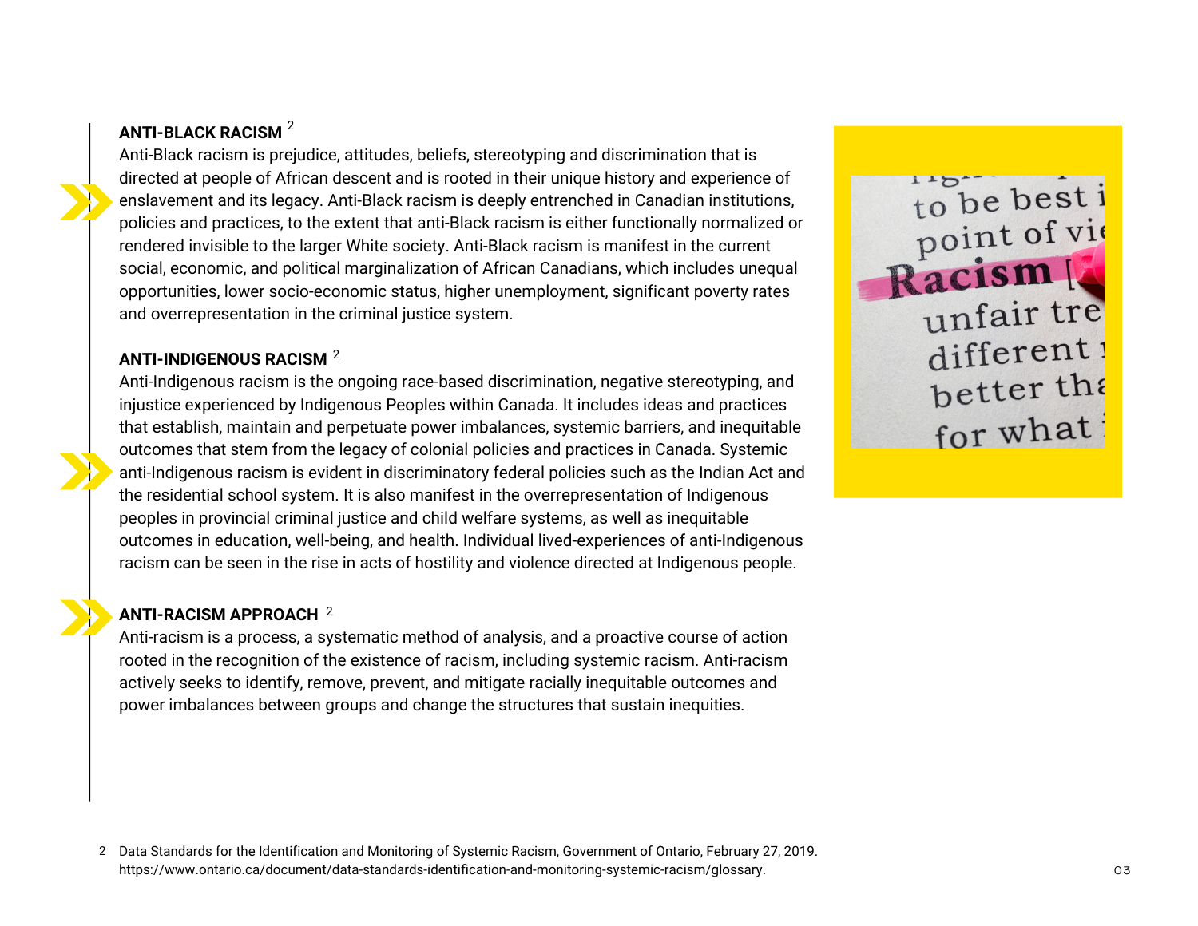**ANTI-BLACK RACISM** [2]

Anti-Black racism is prejudice, attitudes, beliefs, stereotyping and discrimination that is directed at people of African descent and is rooted in their unique history and experience of enslavement and its legacy. Anti-Black racism is deeply entrenched in Canadian institutions, policies and practices, to the extent that anti-Black racism is either functionally normalized or rendered invisible to the larger White society. Anti-Black racism is manifest in the current social, economic, and political marginalization of African Canadians, which includes unequal opportunities, lower socio-economic status, higher unemployment, significant poverty rates and overrepresentation in the criminal justice system.

**ANTI-INDIGENOUS RACISM** [2]

Anti-Indigenous racism is the ongoing race-based discrimination, negative stereotyping, and injustice experienced by Indigenous Peoples within Canada. It includes ideas and practices that establish, maintain and perpetuate power imbalances, systemic barriers, and inequitable outcomes that stem from the legacy of colonial policies and practices in Canada. Systemic anti-Indigenous racism is evident in discriminatory federal policies such as the Indian Act and the residential school system. It is also manifest in the overrepresentation of Indigenous peoples in provincial criminal justice and child welfare systems, as well as inequitable outcomes in education, well-being, and health. Individual lived-experiences of anti-Indigenous racism can be seen in the rise in acts of hostility and violence directed at Indigenous people.

**ANTI-RACISM APPROACH** [2]

Anti-racism is a process, a systematic method of analysis, and a proactive course of action rooted in the recognition of the existence of racism, including systemic racism. Anti-racism actively seeks to identify, remove, prevent, and mitigate racially inequitable outcomes and power imbalances between groups and change the structures that sustain inequities.

2 Data Standards for the Identification and Monitoring of Systemic Racism, Government of Ontario, February 27, 2019. https://www.ontario.ca/document/data-standards-identification-and-monitoring-systemic-racism/glossary.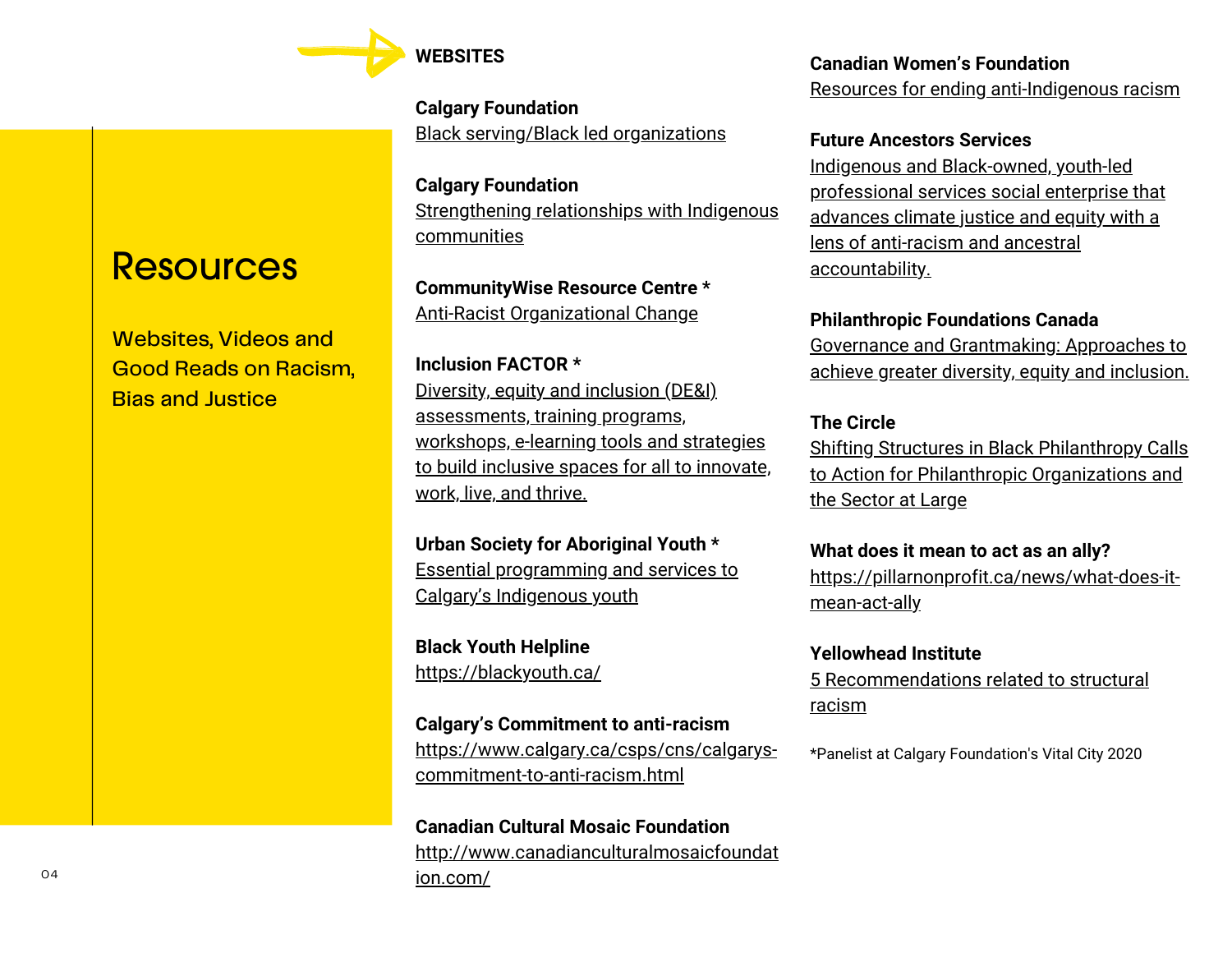# Resources

Websites, Videos and Good Reads on Racism, Bias and Justice

## WEBSITES

**Calgary Foundation**
Black serving/Black led organizations

**Calgary Foundation**
Strengthening relationships with Indigenous communities

**CommunityWise Resource Centre ***
Anti-Racist Organizational Change

**Inclusion FACTOR ***
Diversity, equity and inclusion (DE&I) assessments, training programs, workshops, e-learning tools and strategies to build inclusive spaces for all to innovate, work, live, and thrive.

**Urban Society for Aboriginal Youth ***
Essential programming and services to Calgary's Indigenous youth

**Black Youth Helpline**
https://blackyouth.ca/

**Calgary's Commitment to anti-racism**
https://www.calgary.ca/csps/cns/calgarys-commitment-to-anti-racism.html

**Canadian Cultural Mosaic Foundation**
http://www.canadianculturalmosaicfoundation.com/

**Canadian Women's Foundation**
Resources for ending anti-Indigenous racism

**Future Ancestors Services**
Indigenous and Black-owned, youth-led professional services social enterprise that advances climate justice and equity with a lens of anti-racism and ancestral accountability.

**Philanthropic Foundations Canada**
Governance and Grantmaking: Approaches to achieve greater diversity, equity and inclusion.

**The Circle**
Shifting Structures in Black Philanthropy Calls to Action for Philanthropic Organizations and the Sector at Large

**What does it mean to act as an ally?**
https://pillarnonprofit.ca/news/what-does-it-mean-act-ally

**Yellowhead Institute**
5 Recommendations related to structural racism

*Panelist at Calgary Foundation's Vital City 2020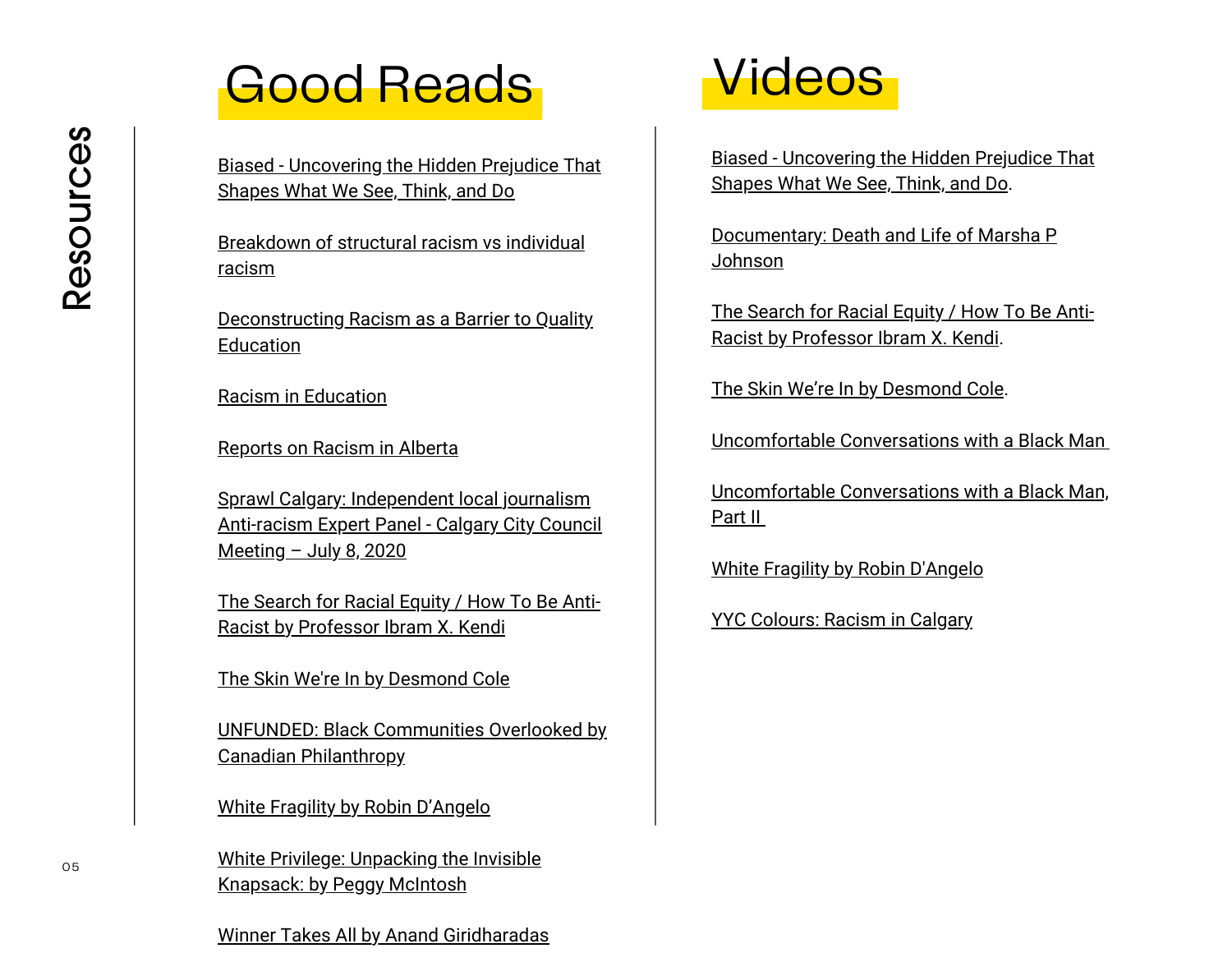# Resources

## Good Reads

Biased - Uncovering the Hidden Prejudice That Shapes What We See, Think, and Do

Breakdown of structural racism vs individual racism

Deconstructing Racism as a Barrier to Quality Education

Racism in Education

Reports on Racism in Alberta

Sprawl Calgary: Independent local journalism Anti-racism Expert Panel - Calgary City Council Meeting – July 8, 2020

The Search for Racial Equity / How To Be Anti-Racist by Professor Ibram X. Kendi

The Skin We're In by Desmond Cole

UNFUNDED: Black Communities Overlooked by Canadian Philanthropy

White Fragility by Robin D'Angelo

White Privilege: Unpacking the Invisible Knapsack: by Peggy McIntosh

Winner Takes All by Anand Giridharadas

## Videos

Biased - Uncovering the Hidden Prejudice That Shapes What We See, Think, and Do.

Documentary: Death and Life of Marsha P Johnson

The Search for Racial Equity / How To Be Anti-Racist by Professor Ibram X. Kendi.

The Skin We're In by Desmond Cole.

Uncomfortable Conversations with a Black Man

Uncomfortable Conversations with a Black Man, Part II

White Fragility by Robin D'Angelo

YYC Colours: Racism in Calgary